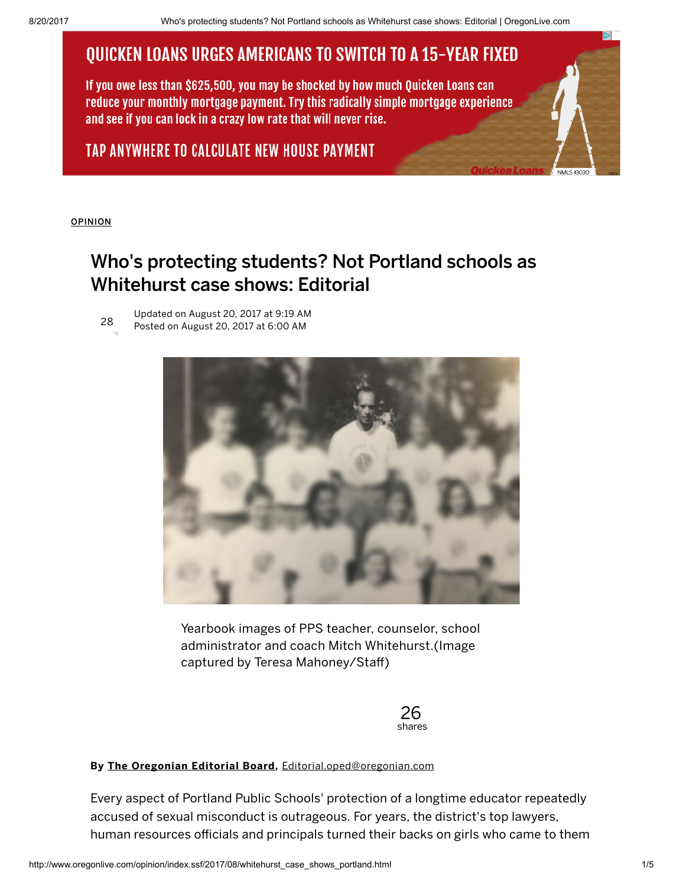OPINION

# Who's protecting students? Not Portland schools as Whitehurst case shows: Editorial

28

Updated on August 20, 2017 at 9:19 AM
Posted on August 20, 2017 at 6:00 AM

Yearbook images of PPS teacher, counselor, school administrator and coach Mitch Whitehurst.(Image captured by Teresa Mahoney/Staff)

26 shares

By **The Oregonian Editorial Board**, Editorial.oped@oregonian.com

Every aspect of Portland Public Schools' protection of a longtime educator repeatedly accused of sexual misconduct is outrageous. For years, the district's top lawyers, human resources officials and principals turned their backs on girls who came to them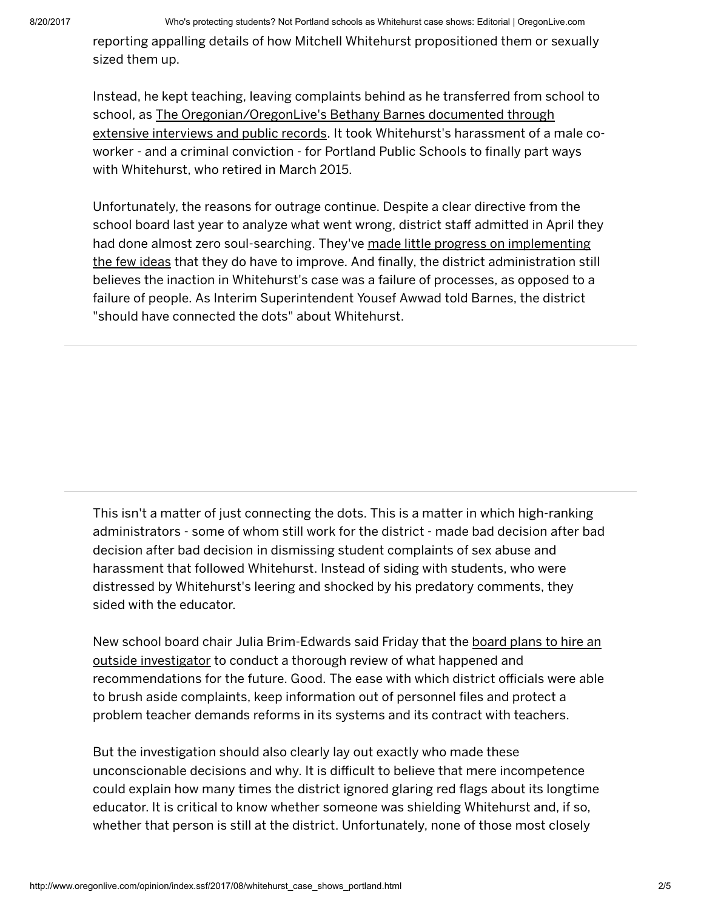reporting appalling details of how Mitchell Whitehurst propositioned them or sexually sized them up.

Instead, he kept teaching, leaving complaints behind as he transferred from school to school, as The Oregonian/OregonLive's Bethany Barnes documented through extensive interviews and public records. It took Whitehurst's harassment of a male co-worker - and a criminal conviction - for Portland Public Schools to finally part ways with Whitehurst, who retired in March 2015.

Unfortunately, the reasons for outrage continue. Despite a clear directive from the school board last year to analyze what went wrong, district staff admitted in April they had done almost zero soul-searching. They've made little progress on implementing the few ideas that they do have to improve. And finally, the district administration still believes the inaction in Whitehurst's case was a failure of processes, as opposed to a failure of people. As Interim Superintendent Yousef Awwad told Barnes, the district "should have connected the dots" about Whitehurst.

This isn't a matter of just connecting the dots. This is a matter in which high-ranking administrators - some of whom still work for the district - made bad decision after bad decision after bad decision in dismissing student complaints of sex abuse and harassment that followed Whitehurst. Instead of siding with students, who were distressed by Whitehurst's leering and shocked by his predatory comments, they sided with the educator.

New school board chair Julia Brim-Edwards said Friday that the board plans to hire an outside investigator to conduct a thorough review of what happened and recommendations for the future. Good. The ease with which district officials were able to brush aside complaints, keep information out of personnel files and protect a problem teacher demands reforms in its systems and its contract with teachers.

But the investigation should also clearly lay out exactly who made these unconscionable decisions and why. It is difficult to believe that mere incompetence could explain how many times the district ignored glaring red flags about its longtime educator. It is critical to know whether someone was shielding Whitehurst and, if so, whether that person is still at the district. Unfortunately, none of those most closely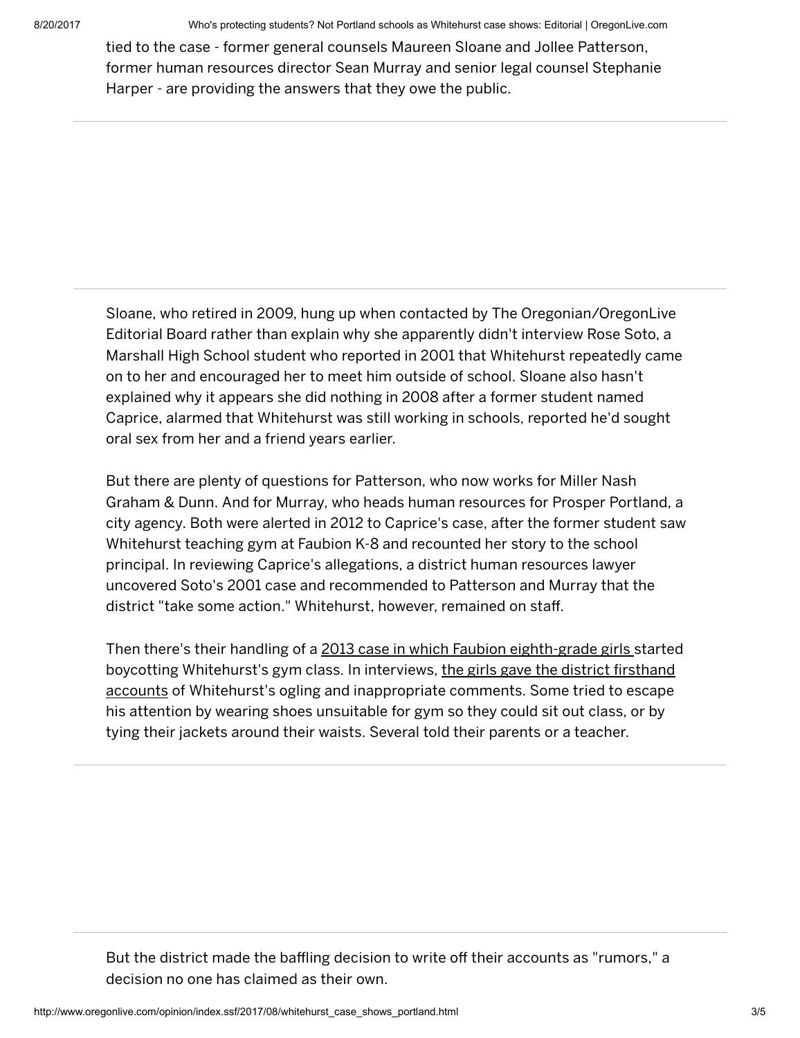tied to the case - former general counsels Maureen Sloane and Jollee Patterson, former human resources director Sean Murray and senior legal counsel Stephanie Harper - are providing the answers that they owe the public.

---

Sloane, who retired in 2009, hung up when contacted by The Oregonian/OregonLive Editorial Board rather than explain why she apparently didn't interview Rose Soto, a Marshall High School student who reported in 2001 that Whitehurst repeatedly came on to her and encouraged her to meet him outside of school. Sloane also hasn't explained why it appears she did nothing in 2008 after a former student named Caprice, alarmed that Whitehurst was still working in schools, reported he'd sought oral sex from her and a friend years earlier.

But there are plenty of questions for Patterson, who now works for Miller Nash Graham & Dunn. And for Murray, who heads human resources for Prosper Portland, a city agency. Both were alerted in 2012 to Caprice's case, after the former student saw Whitehurst teaching gym at Faubion K-8 and recounted her story to the school principal. In reviewing Caprice's allegations, a district human resources lawyer uncovered Soto's 2001 case and recommended to Patterson and Murray that the district "take some action." Whitehurst, however, remained on staff.

Then there's their handling of a 2013 case in which Faubion eighth-grade girls started boycotting Whitehurst's gym class. In interviews, the girls gave the district firsthand accounts of Whitehurst's ogling and inappropriate comments. Some tried to escape his attention by wearing shoes unsuitable for gym so they could sit out class, or by tying their jackets around their waists. Several told their parents or a teacher.

---

But the district made the baffling decision to write off their accounts as "rumors," a decision no one has claimed as their own.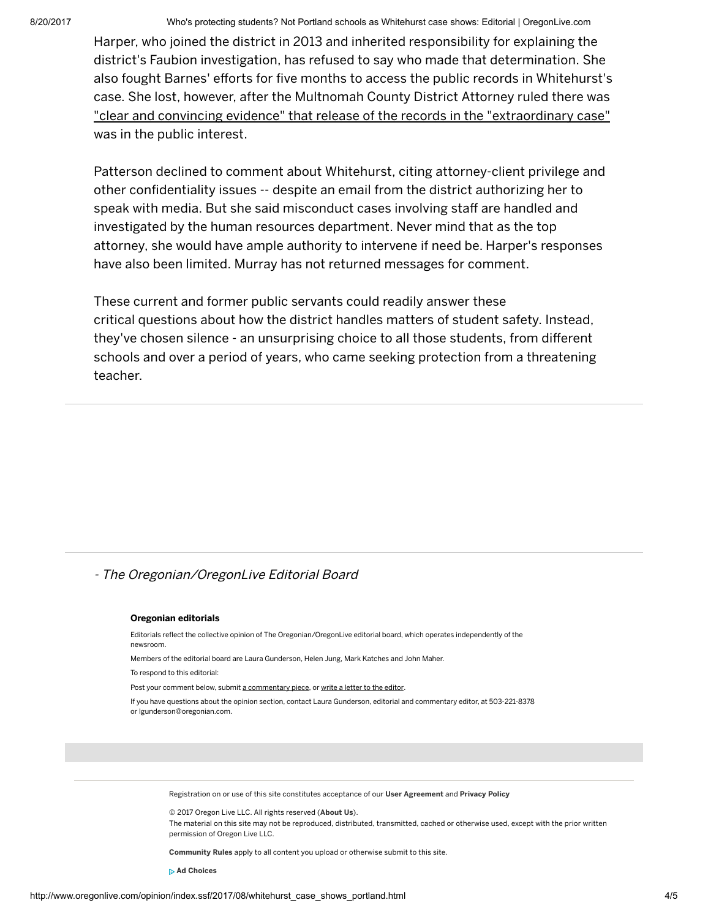Harper, who joined the district in 2013 and inherited responsibility for explaining the district's Faubion investigation, has refused to say who made that determination. She also fought Barnes' efforts for five months to access the public records in Whitehurst's case. She lost, however, after the Multnomah County District Attorney ruled there was "clear and convincing evidence" that release of the records in the "extraordinary case" was in the public interest.

Patterson declined to comment about Whitehurst, citing attorney-client privilege and other confidentiality issues -- despite an email from the district authorizing her to speak with media. But she said misconduct cases involving staff are handled and investigated by the human resources department. Never mind that as the top attorney, she would have ample authority to intervene if need be. Harper's responses have also been limited. Murray has not returned messages for comment.

These current and former public servants could readily answer these critical questions about how the district handles matters of student safety. Instead, they've chosen silence - an unsurprising choice to all those students, from different schools and over a period of years, who came seeking protection from a threatening teacher.

---

*- The Oregonian/OregonLive Editorial Board*

**Oregonian editorials**

Editorials reflect the collective opinion of The Oregonian/OregonLive editorial board, which operates independently of the newsroom.

Members of the editorial board are Laura Gunderson, Helen Jung, Mark Katches and John Maher.

To respond to this editorial:

Post your comment below, submit a commentary piece, or write a letter to the editor.

If you have questions about the opinion section, contact Laura Gunderson, editorial and commentary editor, at 503-221-8378 or lgunderson@oregonian.com.

---

Registration on or use of this site constitutes acceptance of our **User Agreement** and **Privacy Policy**

© 2017 Oregon Live LLC. All rights reserved (**About Us**).
The material on this site may not be reproduced, distributed, transmitted, cached or otherwise used, except with the prior written permission of Oregon Live LLC.

**Community Rules** apply to all content you upload or otherwise submit to this site.

**Ad Choices**